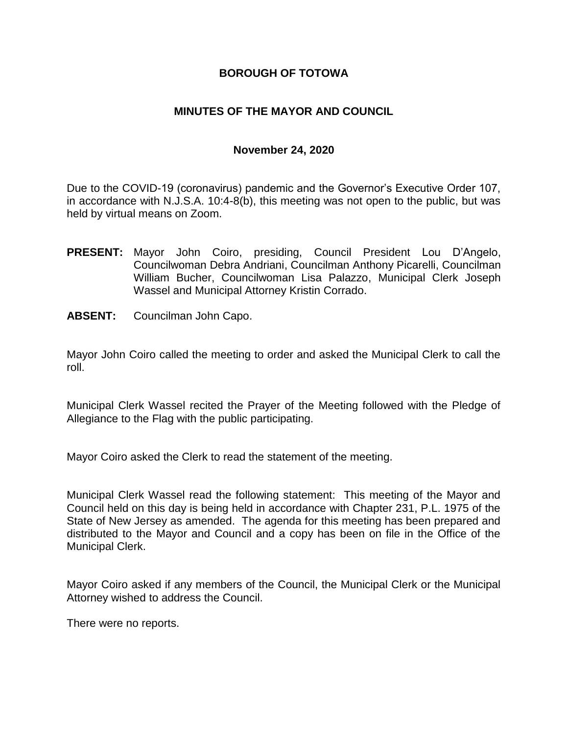# BOROUGH OF TOTOWA

## MINUTES OF THE MAYOR AND COUNCIL

### November 24, 2020

Due to the COVID-19 (coronavirus) pandemic and the Governor's Executive Order 107, in accordance with N.J.S.A. 10:4-8(b), this meeting was not open to the public, but was held by virtual means on Zoom.

**PRESENT:** Mayor John Coiro, presiding, Council President Lou D'Angelo, Councilwoman Debra Andriani, Councilman Anthony Picarelli, Councilman William Bucher, Councilwoman Lisa Palazzo, Municipal Clerk Joseph Wassel and Municipal Attorney Kristin Corrado.

**ABSENT:** Councilman John Capo.

Mayor John Coiro called the meeting to order and asked the Municipal Clerk to call the roll.

Municipal Clerk Wassel recited the Prayer of the Meeting followed with the Pledge of Allegiance to the Flag with the public participating.

Mayor Coiro asked the Clerk to read the statement of the meeting.

Municipal Clerk Wassel read the following statement: This meeting of the Mayor and Council held on this day is being held in accordance with Chapter 231, P.L. 1975 of the State of New Jersey as amended. The agenda for this meeting has been prepared and distributed to the Mayor and Council and a copy has been on file in the Office of the Municipal Clerk.

Mayor Coiro asked if any members of the Council, the Municipal Clerk or the Municipal Attorney wished to address the Council.

There were no reports.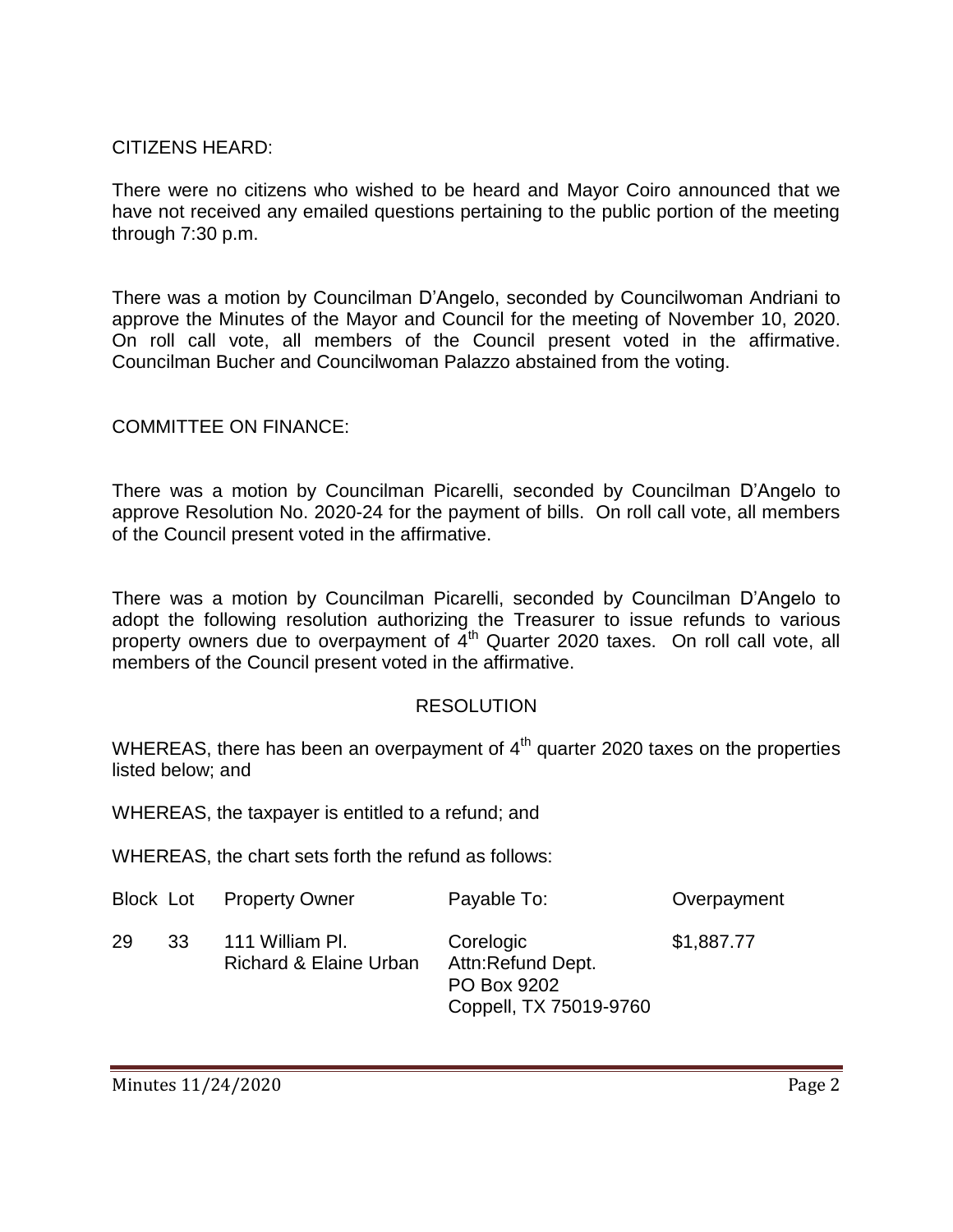CITIZENS HEARD:

There were no citizens who wished to be heard and Mayor Coiro announced that we have not received any emailed questions pertaining to the public portion of the meeting through 7:30 p.m.

There was a motion by Councilman D'Angelo, seconded by Councilwoman Andriani to approve the Minutes of the Mayor and Council for the meeting of November 10, 2020. On roll call vote, all members of the Council present voted in the affirmative. Councilman Bucher and Councilwoman Palazzo abstained from the voting.

COMMITTEE ON FINANCE:

There was a motion by Councilman Picarelli, seconded by Councilman D'Angelo to approve Resolution No. 2020-24 for the payment of bills. On roll call vote, all members of the Council present voted in the affirmative.

There was a motion by Councilman Picarelli, seconded by Councilman D'Angelo to adopt the following resolution authorizing the Treasurer to issue refunds to various property owners due to overpayment of 4th Quarter 2020 taxes. On roll call vote, all members of the Council present voted in the affirmative.

RESOLUTION

WHEREAS, there has been an overpayment of 4th quarter 2020 taxes on the properties listed below; and

WHEREAS, the taxpayer is entitled to a refund; and

WHEREAS, the chart sets forth the refund as follows:

| Block | Lot | Property Owner | Payable To: | Overpayment |
|---|---|---|---|---|
| 29 | 33 | 111 William Pl.<br>Richard & Elaine Urban | Corelogic<br>Attn:Refund Dept.<br>PO Box 9202<br>Coppell, TX 75019-9760 | $1,887.77 |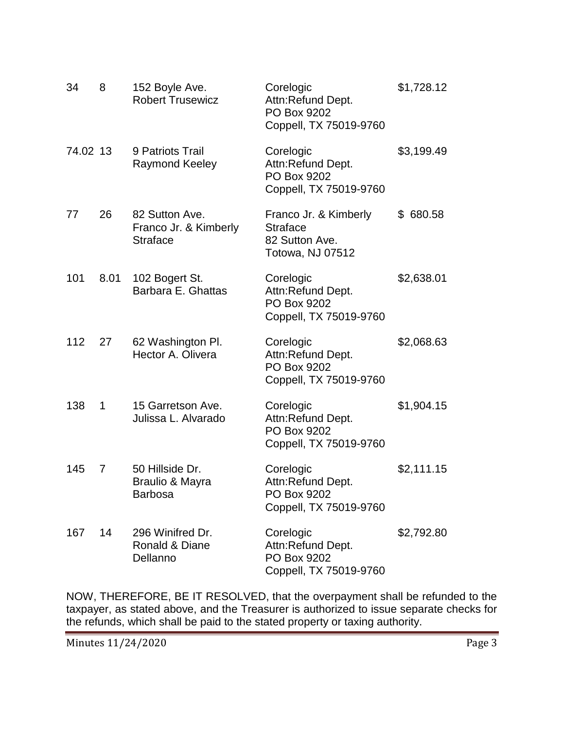| | | | | |
|---|---|---|---|---|
| 34 | 8 | 152 Boyle Ave. Robert Trusewicz | Corelogic Attn:Refund Dept. PO Box 9202 Coppell, TX 75019-9760 | $1,728.12 |
| 74.02 | 13 | 9 Patriots Trail Raymond Keeley | Corelogic Attn:Refund Dept. PO Box 9202 Coppell, TX 75019-9760 | $3,199.49 |
| 77 | 26 | 82 Sutton Ave. Franco Jr. & Kimberly Straface | Franco Jr. & Kimberly Straface 82 Sutton Ave. Totowa, NJ 07512 | $ 680.58 |
| 101 | 8.01 | 102 Bogert St. Barbara E. Ghattas | Corelogic Attn:Refund Dept. PO Box 9202 Coppell, TX 75019-9760 | $2,638.01 |
| 112 | 27 | 62 Washington Pl. Hector A. Olivera | Corelogic Attn:Refund Dept. PO Box 9202 Coppell, TX 75019-9760 | $2,068.63 |
| 138 | 1 | 15 Garretson Ave. Julissa L. Alvarado | Corelogic Attn:Refund Dept. PO Box 9202 Coppell, TX 75019-9760 | $1,904.15 |
| 145 | 7 | 50 Hillside Dr. Braulio & Mayra Barbosa | Corelogic Attn:Refund Dept. PO Box 9202 Coppell, TX 75019-9760 | $2,111.15 |
| 167 | 14 | 296 Winifred Dr. Ronald & Diane Dellanno | Corelogic Attn:Refund Dept. PO Box 9202 Coppell, TX 75019-9760 | $2,792.80 |

NOW, THEREFORE, BE IT RESOLVED, that the overpayment shall be refunded to the taxpayer, as stated above, and the Treasurer is authorized to issue separate checks for the refunds, which shall be paid to the stated property or taxing authority.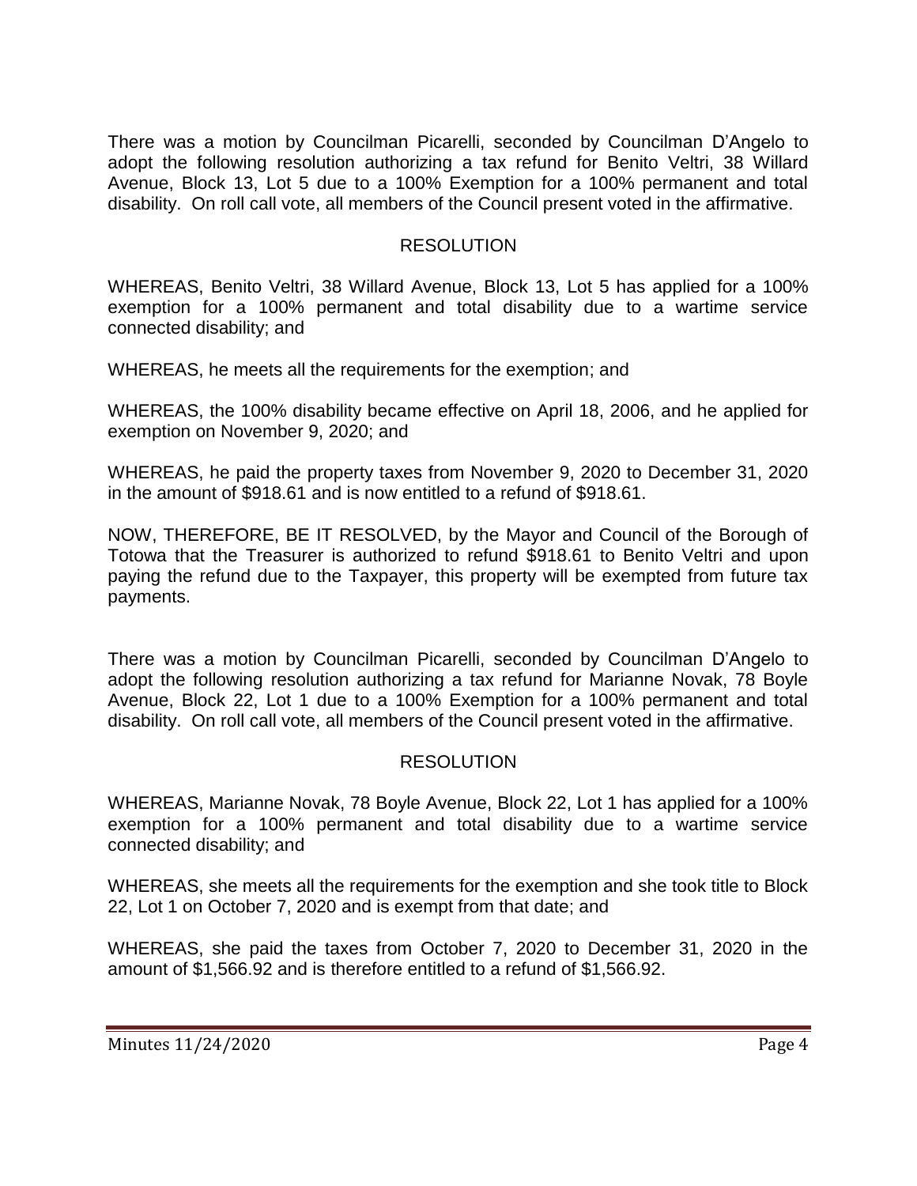There was a motion by Councilman Picarelli, seconded by Councilman D'Angelo to adopt the following resolution authorizing a tax refund for Benito Veltri, 38 Willard Avenue, Block 13, Lot 5 due to a 100% Exemption for a 100% permanent and total disability. On roll call vote, all members of the Council present voted in the affirmative.

## RESOLUTION

WHEREAS, Benito Veltri, 38 Willard Avenue, Block 13, Lot 5 has applied for a 100% exemption for a 100% permanent and total disability due to a wartime service connected disability; and

WHEREAS, he meets all the requirements for the exemption; and

WHEREAS, the 100% disability became effective on April 18, 2006, and he applied for exemption on November 9, 2020; and

WHEREAS, he paid the property taxes from November 9, 2020 to December 31, 2020 in the amount of $918.61 and is now entitled to a refund of $918.61.

NOW, THEREFORE, BE IT RESOLVED, by the Mayor and Council of the Borough of Totowa that the Treasurer is authorized to refund $918.61 to Benito Veltri and upon paying the refund due to the Taxpayer, this property will be exempted from future tax payments.

There was a motion by Councilman Picarelli, seconded by Councilman D'Angelo to adopt the following resolution authorizing a tax refund for Marianne Novak, 78 Boyle Avenue, Block 22, Lot 1 due to a 100% Exemption for a 100% permanent and total disability. On roll call vote, all members of the Council present voted in the affirmative.

## RESOLUTION

WHEREAS, Marianne Novak, 78 Boyle Avenue, Block 22, Lot 1 has applied for a 100% exemption for a 100% permanent and total disability due to a wartime service connected disability; and

WHEREAS, she meets all the requirements for the exemption and she took title to Block 22, Lot 1 on October 7, 2020 and is exempt from that date; and

WHEREAS, she paid the taxes from October 7, 2020 to December 31, 2020 in the amount of $1,566.92 and is therefore entitled to a refund of $1,566.92.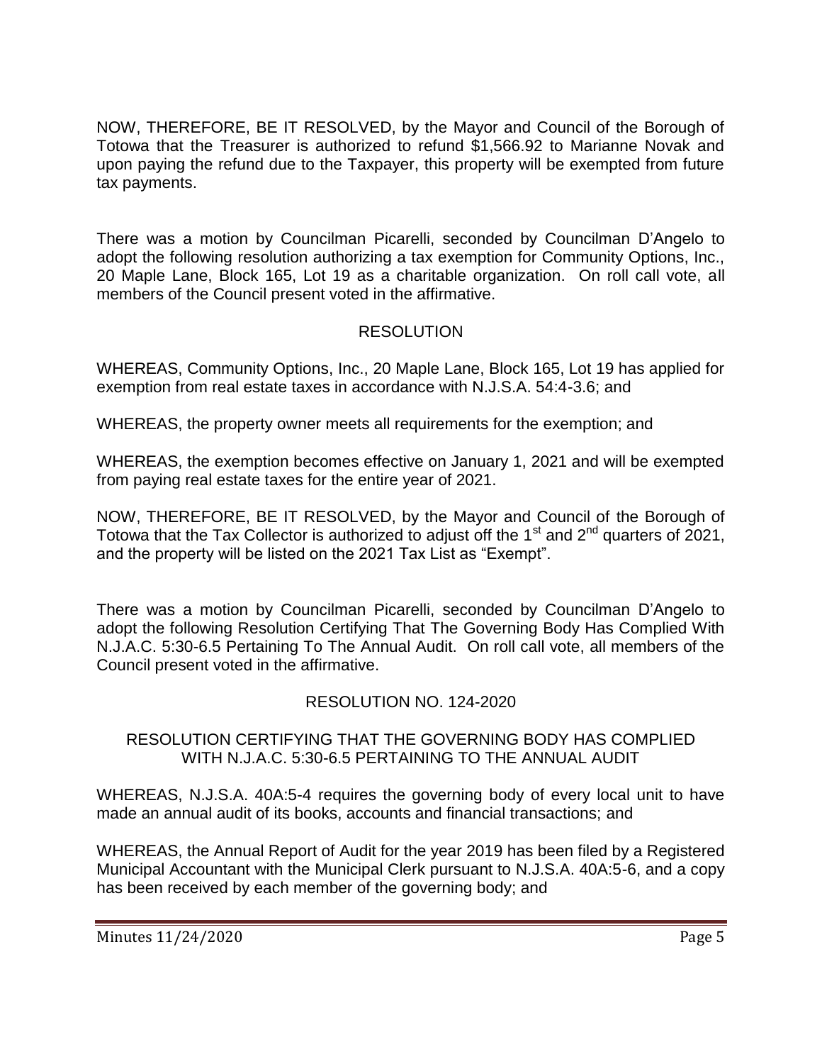NOW, THEREFORE, BE IT RESOLVED, by the Mayor and Council of the Borough of Totowa that the Treasurer is authorized to refund $1,566.92 to Marianne Novak and upon paying the refund due to the Taxpayer, this property will be exempted from future tax payments.

There was a motion by Councilman Picarelli, seconded by Councilman D'Angelo to adopt the following resolution authorizing a tax exemption for Community Options, Inc., 20 Maple Lane, Block 165, Lot 19 as a charitable organization. On roll call vote, all members of the Council present voted in the affirmative.

RESOLUTION

WHEREAS, Community Options, Inc., 20 Maple Lane, Block 165, Lot 19 has applied for exemption from real estate taxes in accordance with N.J.S.A. 54:4-3.6; and

WHEREAS, the property owner meets all requirements for the exemption; and

WHEREAS, the exemption becomes effective on January 1, 2021 and will be exempted from paying real estate taxes for the entire year of 2021.

NOW, THEREFORE, BE IT RESOLVED, by the Mayor and Council of the Borough of Totowa that the Tax Collector is authorized to adjust off the 1st and 2nd quarters of 2021, and the property will be listed on the 2021 Tax List as "Exempt".

There was a motion by Councilman Picarelli, seconded by Councilman D'Angelo to adopt the following Resolution Certifying That The Governing Body Has Complied With N.J.A.C. 5:30-6.5 Pertaining To The Annual Audit. On roll call vote, all members of the Council present voted in the affirmative.

RESOLUTION NO. 124-2020

RESOLUTION CERTIFYING THAT THE GOVERNING BODY HAS COMPLIED WITH N.J.A.C. 5:30-6.5 PERTAINING TO THE ANNUAL AUDIT

WHEREAS, N.J.S.A. 40A:5-4 requires the governing body of every local unit to have made an annual audit of its books, accounts and financial transactions; and

WHEREAS, the Annual Report of Audit for the year 2019 has been filed by a Registered Municipal Accountant with the Municipal Clerk pursuant to N.J.S.A. 40A:5-6, and a copy has been received by each member of the governing body; and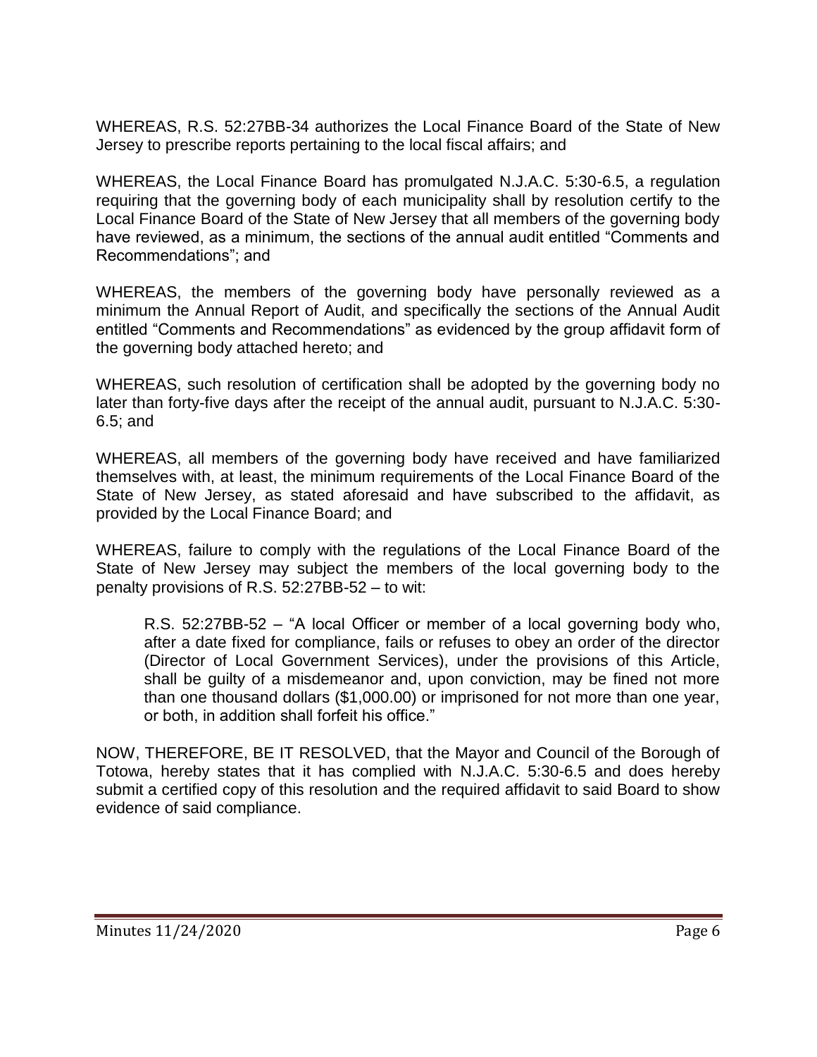WHEREAS, R.S. 52:27BB-34 authorizes the Local Finance Board of the State of New Jersey to prescribe reports pertaining to the local fiscal affairs; and

WHEREAS, the Local Finance Board has promulgated N.J.A.C. 5:30-6.5, a regulation requiring that the governing body of each municipality shall by resolution certify to the Local Finance Board of the State of New Jersey that all members of the governing body have reviewed, as a minimum, the sections of the annual audit entitled "Comments and Recommendations"; and

WHEREAS, the members of the governing body have personally reviewed as a minimum the Annual Report of Audit, and specifically the sections of the Annual Audit entitled "Comments and Recommendations" as evidenced by the group affidavit form of the governing body attached hereto; and

WHEREAS, such resolution of certification shall be adopted by the governing body no later than forty-five days after the receipt of the annual audit, pursuant to N.J.A.C. 5:30-6.5; and

WHEREAS, all members of the governing body have received and have familiarized themselves with, at least, the minimum requirements of the Local Finance Board of the State of New Jersey, as stated aforesaid and have subscribed to the affidavit, as provided by the Local Finance Board; and

WHEREAS, failure to comply with the regulations of the Local Finance Board of the State of New Jersey may subject the members of the local governing body to the penalty provisions of R.S. 52:27BB-52 – to wit:

> R.S. 52:27BB-52 – "A local Officer or member of a local governing body who, after a date fixed for compliance, fails or refuses to obey an order of the director (Director of Local Government Services), under the provisions of this Article, shall be guilty of a misdemeanor and, upon conviction, may be fined not more than one thousand dollars ($1,000.00) or imprisoned for not more than one year, or both, in addition shall forfeit his office."

NOW, THEREFORE, BE IT RESOLVED, that the Mayor and Council of the Borough of Totowa, hereby states that it has complied with N.J.A.C. 5:30-6.5 and does hereby submit a certified copy of this resolution and the required affidavit to said Board to show evidence of said compliance.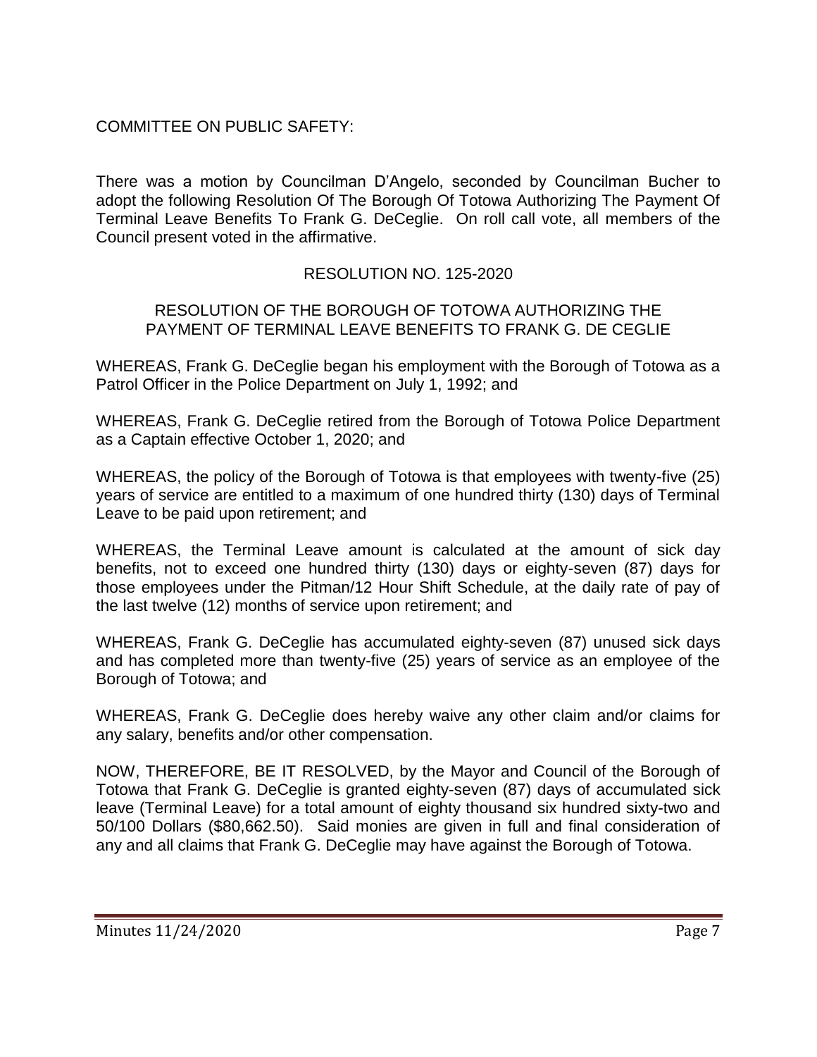COMMITTEE ON PUBLIC SAFETY:

There was a motion by Councilman D'Angelo, seconded by Councilman Bucher to adopt the following Resolution Of The Borough Of Totowa Authorizing The Payment Of Terminal Leave Benefits To Frank G. DeCeglie. On roll call vote, all members of the Council present voted in the affirmative.

RESOLUTION NO. 125-2020

RESOLUTION OF THE BOROUGH OF TOTOWA AUTHORIZING THE PAYMENT OF TERMINAL LEAVE BENEFITS TO FRANK G. DE CEGLIE

WHEREAS, Frank G. DeCeglie began his employment with the Borough of Totowa as a Patrol Officer in the Police Department on July 1, 1992; and

WHEREAS, Frank G. DeCeglie retired from the Borough of Totowa Police Department as a Captain effective October 1, 2020; and

WHEREAS, the policy of the Borough of Totowa is that employees with twenty-five (25) years of service are entitled to a maximum of one hundred thirty (130) days of Terminal Leave to be paid upon retirement; and

WHEREAS, the Terminal Leave amount is calculated at the amount of sick day benefits, not to exceed one hundred thirty (130) days or eighty-seven (87) days for those employees under the Pitman/12 Hour Shift Schedule, at the daily rate of pay of the last twelve (12) months of service upon retirement; and

WHEREAS, Frank G. DeCeglie has accumulated eighty-seven (87) unused sick days and has completed more than twenty-five (25) years of service as an employee of the Borough of Totowa; and

WHEREAS, Frank G. DeCeglie does hereby waive any other claim and/or claims for any salary, benefits and/or other compensation.

NOW, THEREFORE, BE IT RESOLVED, by the Mayor and Council of the Borough of Totowa that Frank G. DeCeglie is granted eighty-seven (87) days of accumulated sick leave (Terminal Leave) for a total amount of eighty thousand six hundred sixty-two and 50/100 Dollars ($80,662.50). Said monies are given in full and final consideration of any and all claims that Frank G. DeCeglie may have against the Borough of Totowa.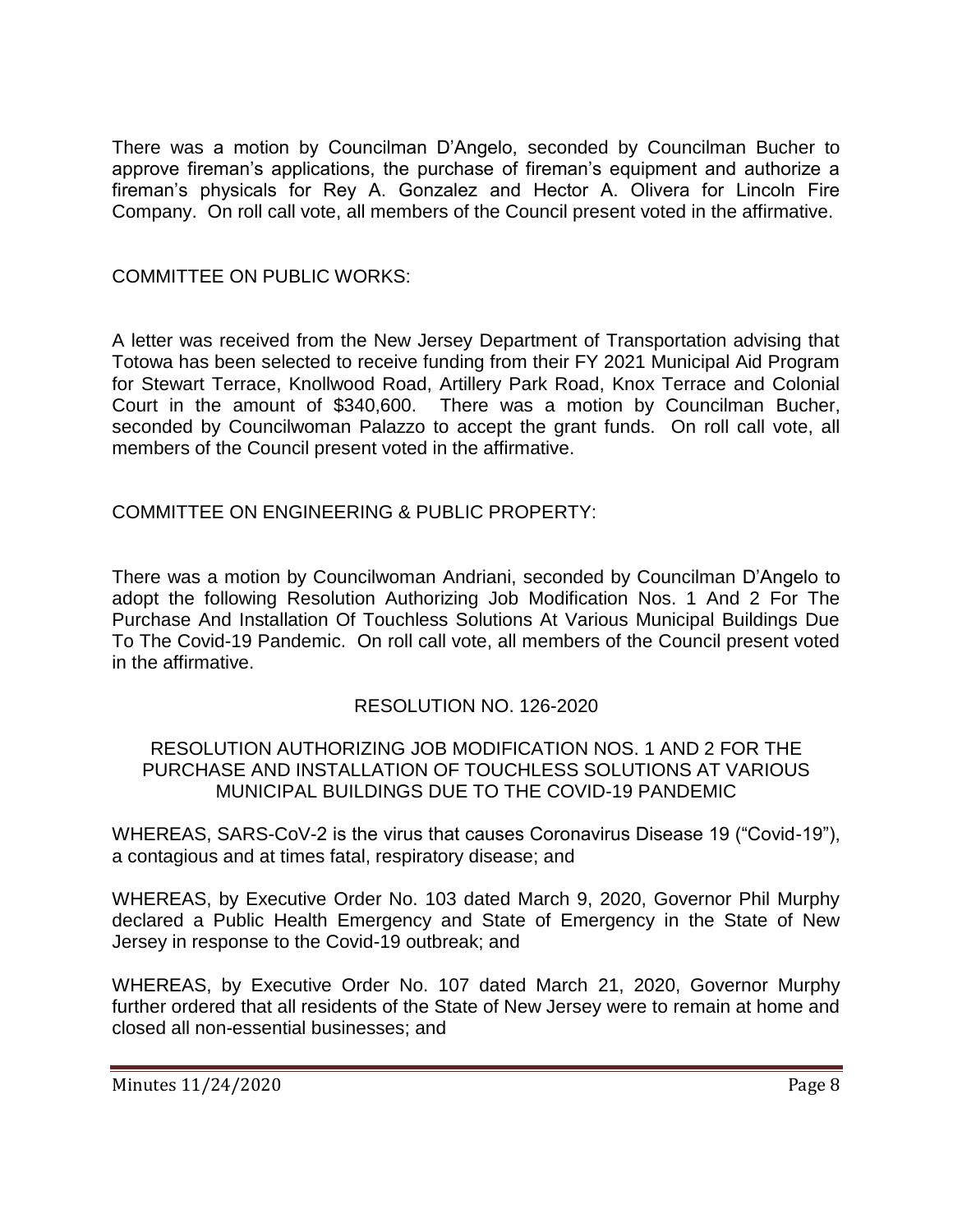There was a motion by Councilman D'Angelo, seconded by Councilman Bucher to approve fireman's applications, the purchase of fireman's equipment and authorize a fireman's physicals for Rey A. Gonzalez and Hector A. Olivera for Lincoln Fire Company. On roll call vote, all members of the Council present voted in the affirmative.

COMMITTEE ON PUBLIC WORKS:

A letter was received from the New Jersey Department of Transportation advising that Totowa has been selected to receive funding from their FY 2021 Municipal Aid Program for Stewart Terrace, Knollwood Road, Artillery Park Road, Knox Terrace and Colonial Court in the amount of $340,600. There was a motion by Councilman Bucher, seconded by Councilwoman Palazzo to accept the grant funds. On roll call vote, all members of the Council present voted in the affirmative.

COMMITTEE ON ENGINEERING & PUBLIC PROPERTY:

There was a motion by Councilwoman Andriani, seconded by Councilman D'Angelo to adopt the following Resolution Authorizing Job Modification Nos. 1 And 2 For The Purchase And Installation Of Touchless Solutions At Various Municipal Buildings Due To The Covid-19 Pandemic. On roll call vote, all members of the Council present voted in the affirmative.

RESOLUTION NO. 126-2020

RESOLUTION AUTHORIZING JOB MODIFICATION NOS. 1 AND 2 FOR THE PURCHASE AND INSTALLATION OF TOUCHLESS SOLUTIONS AT VARIOUS MUNICIPAL BUILDINGS DUE TO THE COVID-19 PANDEMIC

WHEREAS, SARS-CoV-2 is the virus that causes Coronavirus Disease 19 ("Covid-19"), a contagious and at times fatal, respiratory disease; and

WHEREAS, by Executive Order No. 103 dated March 9, 2020, Governor Phil Murphy declared a Public Health Emergency and State of Emergency in the State of New Jersey in response to the Covid-19 outbreak; and

WHEREAS, by Executive Order No. 107 dated March 21, 2020, Governor Murphy further ordered that all residents of the State of New Jersey were to remain at home and closed all non-essential businesses; and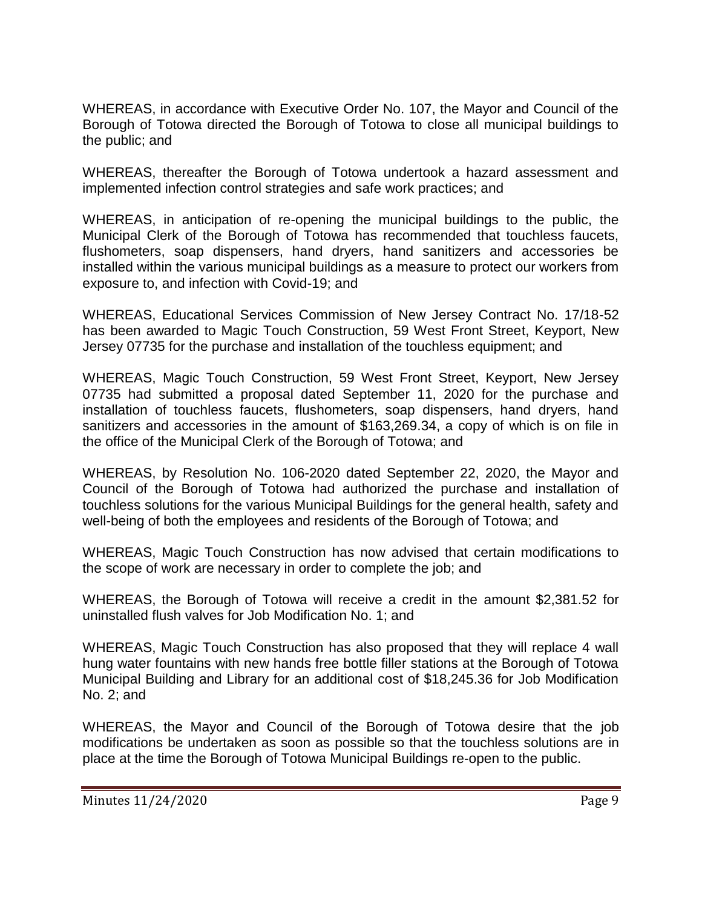WHEREAS, in accordance with Executive Order No. 107, the Mayor and Council of the Borough of Totowa directed the Borough of Totowa to close all municipal buildings to the public; and

WHEREAS, thereafter the Borough of Totowa undertook a hazard assessment and implemented infection control strategies and safe work practices; and

WHEREAS, in anticipation of re-opening the municipal buildings to the public, the Municipal Clerk of the Borough of Totowa has recommended that touchless faucets, flushometers, soap dispensers, hand dryers, hand sanitizers and accessories be installed within the various municipal buildings as a measure to protect our workers from exposure to, and infection with Covid-19; and

WHEREAS, Educational Services Commission of New Jersey Contract No. 17/18-52 has been awarded to Magic Touch Construction, 59 West Front Street, Keyport, New Jersey 07735 for the purchase and installation of the touchless equipment; and

WHEREAS, Magic Touch Construction, 59 West Front Street, Keyport, New Jersey 07735 had submitted a proposal dated September 11, 2020 for the purchase and installation of touchless faucets, flushometers, soap dispensers, hand dryers, hand sanitizers and accessories in the amount of $163,269.34, a copy of which is on file in the office of the Municipal Clerk of the Borough of Totowa; and

WHEREAS, by Resolution No. 106-2020 dated September 22, 2020, the Mayor and Council of the Borough of Totowa had authorized the purchase and installation of touchless solutions for the various Municipal Buildings for the general health, safety and well-being of both the employees and residents of the Borough of Totowa; and

WHEREAS, Magic Touch Construction has now advised that certain modifications to the scope of work are necessary in order to complete the job; and

WHEREAS, the Borough of Totowa will receive a credit in the amount $2,381.52 for uninstalled flush valves for Job Modification No. 1; and

WHEREAS, Magic Touch Construction has also proposed that they will replace 4 wall hung water fountains with new hands free bottle filler stations at the Borough of Totowa Municipal Building and Library for an additional cost of $18,245.36 for Job Modification No. 2; and

WHEREAS, the Mayor and Council of the Borough of Totowa desire that the job modifications be undertaken as soon as possible so that the touchless solutions are in place at the time the Borough of Totowa Municipal Buildings re-open to the public.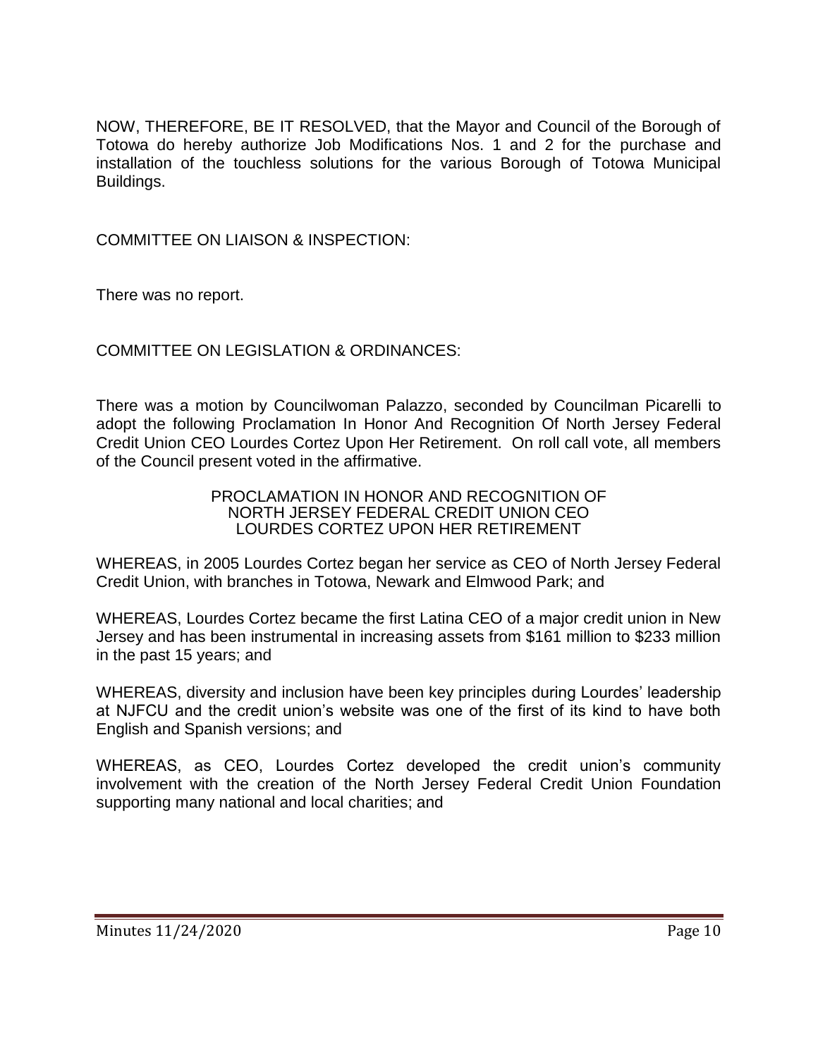NOW, THEREFORE, BE IT RESOLVED, that the Mayor and Council of the Borough of Totowa do hereby authorize Job Modifications Nos. 1 and 2 for the purchase and installation of the touchless solutions for the various Borough of Totowa Municipal Buildings.

COMMITTEE ON LIAISON & INSPECTION:

There was no report.

COMMITTEE ON LEGISLATION & ORDINANCES:

There was a motion by Councilwoman Palazzo, seconded by Councilman Picarelli to adopt the following Proclamation In Honor And Recognition Of North Jersey Federal Credit Union CEO Lourdes Cortez Upon Her Retirement. On roll call vote, all members of the Council present voted in the affirmative.

PROCLAMATION IN HONOR AND RECOGNITION OF
NORTH JERSEY FEDERAL CREDIT UNION CEO
LOURDES CORTEZ UPON HER RETIREMENT

WHEREAS, in 2005 Lourdes Cortez began her service as CEO of North Jersey Federal Credit Union, with branches in Totowa, Newark and Elmwood Park; and

WHEREAS, Lourdes Cortez became the first Latina CEO of a major credit union in New Jersey and has been instrumental in increasing assets from $161 million to $233 million in the past 15 years; and

WHEREAS, diversity and inclusion have been key principles during Lourdes' leadership at NJFCU and the credit union's website was one of the first of its kind to have both English and Spanish versions; and

WHEREAS, as CEO, Lourdes Cortez developed the credit union's community involvement with the creation of the North Jersey Federal Credit Union Foundation supporting many national and local charities; and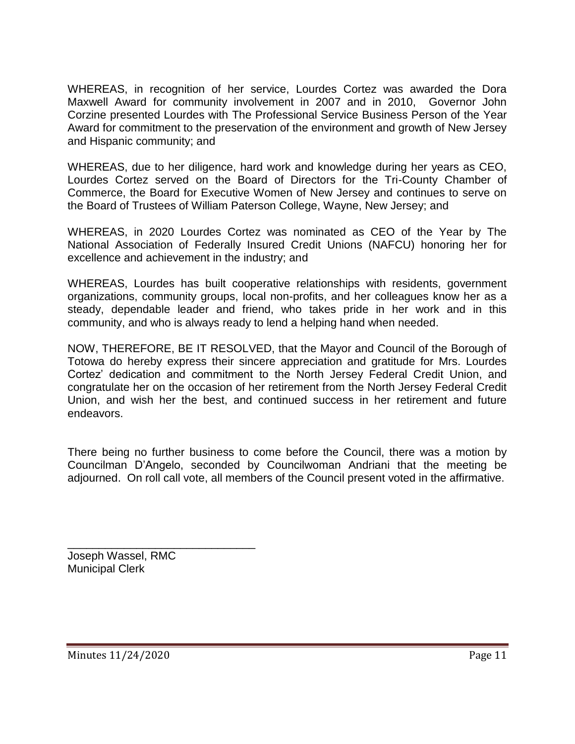WHEREAS, in recognition of her service, Lourdes Cortez was awarded the Dora Maxwell Award for community involvement in 2007 and in 2010, Governor John Corzine presented Lourdes with The Professional Service Business Person of the Year Award for commitment to the preservation of the environment and growth of New Jersey and Hispanic community; and

WHEREAS, due to her diligence, hard work and knowledge during her years as CEO, Lourdes Cortez served on the Board of Directors for the Tri-County Chamber of Commerce, the Board for Executive Women of New Jersey and continues to serve on the Board of Trustees of William Paterson College, Wayne, New Jersey; and

WHEREAS, in 2020 Lourdes Cortez was nominated as CEO of the Year by The National Association of Federally Insured Credit Unions (NAFCU) honoring her for excellence and achievement in the industry; and

WHEREAS, Lourdes has built cooperative relationships with residents, government organizations, community groups, local non-profits, and her colleagues know her as a steady, dependable leader and friend, who takes pride in her work and in this community, and who is always ready to lend a helping hand when needed.

NOW, THEREFORE, BE IT RESOLVED, that the Mayor and Council of the Borough of Totowa do hereby express their sincere appreciation and gratitude for Mrs. Lourdes Cortez' dedication and commitment to the North Jersey Federal Credit Union, and congratulate her on the occasion of her retirement from the North Jersey Federal Credit Union, and wish her the best, and continued success in her retirement and future endeavors.

There being no further business to come before the Council, there was a motion by Councilman D'Angelo, seconded by Councilwoman Andriani that the meeting be adjourned. On roll call vote, all members of the Council present voted in the affirmative.

\_\_\_\_\_\_\_\_\_\_\_\_\_\_\_\_\_\_\_\_\_\_\_\_\_\_\_\_\_\_\_\_

Joseph Wassel, RMC
Municipal Clerk